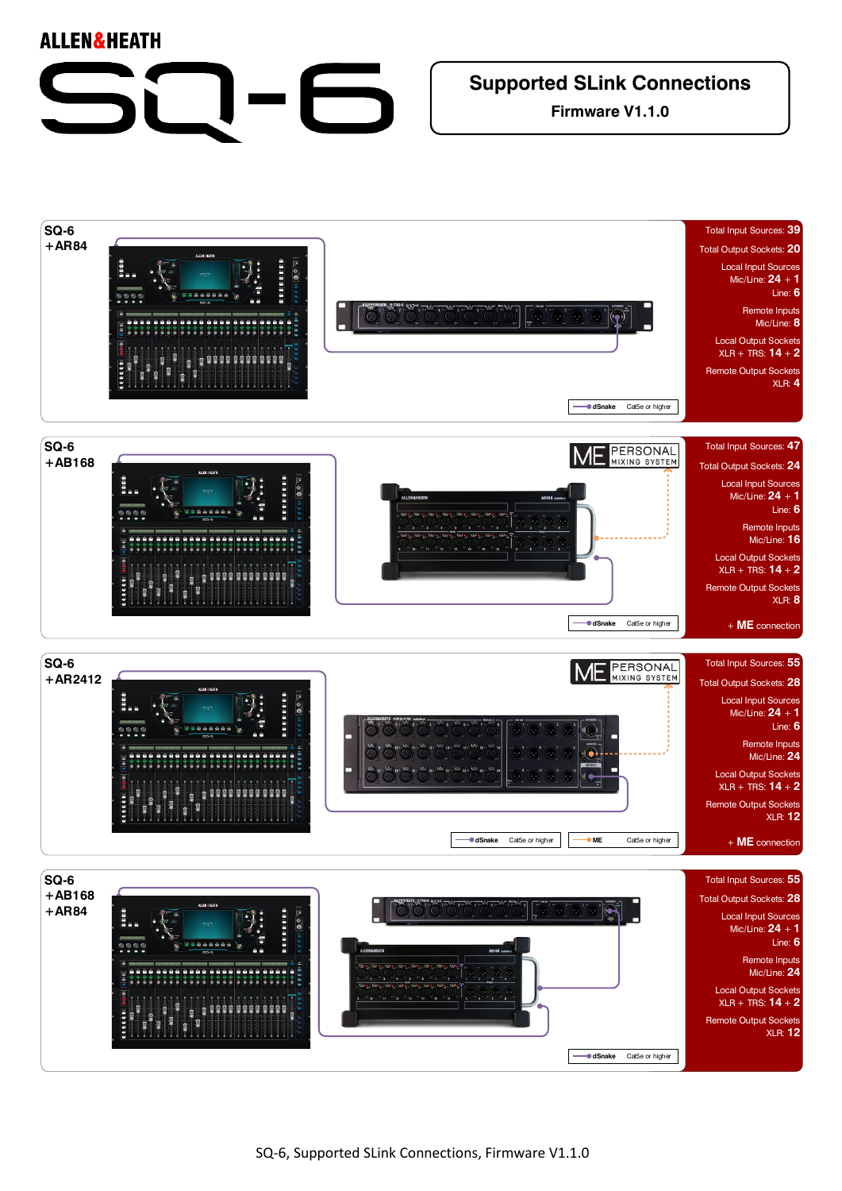ALLEN&HEATH

# SQ-6

## Supported SLink Connections

**Firmware V1.1.0**

### SQ-6 +AR84

dSnake — Cat5e or higher

Total Input Sources: **39**
Total Output Sockets: **20**
Local Input Sources
Mic/Line: **24** + **1**
Line: **6**
Remote Inputs
Mic/Line: **8**
Local Output Sockets
XLR + TRS: **14** + **2**
Remote Output Sockets
XLR: **4**

### SQ-6 +AB168

ME PERSONAL MIXING SYSTEM

dSnake — Cat5e or higher

Total Input Sources: **47**
Total Output Sockets: **24**
Local Input Sources
Mic/Line: **24** + **1**
Line: **6**
Remote Inputs
Mic/Line: **16**
Local Output Sockets
XLR + TRS: **14** + **2**
Remote Output Sockets
XLR: **8**
+ **ME** connection

### SQ-6 +AR2412

ME PERSONAL MIXING SYSTEM

dSnake — Cat5e or higher
ME — Cat5e or higher

Total Input Sources: **55**
Total Output Sockets: **28**
Local Input Sources
Mic/Line: **24** + **1**
Line: **6**
Remote Inputs
Mic/Line: **24**
Local Output Sockets
XLR + TRS: **14** + **2**
Remote Output Sockets
XLR: **12**
+ **ME** connection

### SQ-6 +AB168 +AR84

dSnake — Cat5e or higher

Total Input Sources: **55**
Total Output Sockets: **28**
Local Input Sources
Mic/Line: **24** + **1**
Line: **6**
Remote Inputs
Mic/Line: **24**
Local Output Sockets
XLR + TRS: **14** + **2**
Remote Output Sockets
XLR: **12**

SQ-6, Supported SLink Connections, Firmware V1.1.0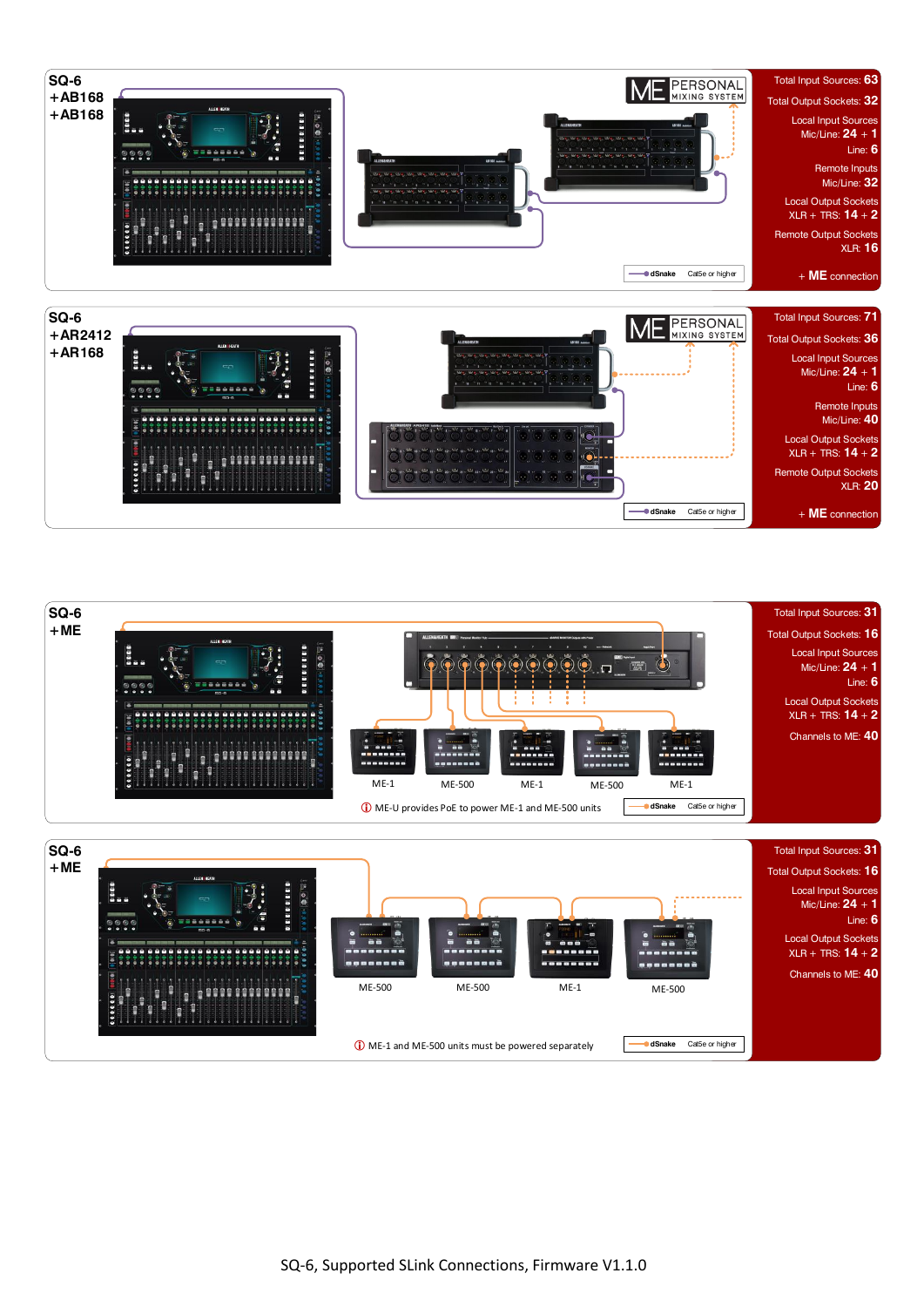## SQ-6 +AB168 +AB168

Total Input Sources: **63**

Total Output Sockets: **32**

Local Input Sources
Mic/Line: **24** + **1**
Line: **6**

Remote Inputs
Mic/Line: **32**

Local Output Sockets
XLR + TRS: **14** + **2**

Remote Output Sockets
XLR: **16**

+ **ME** connection

dSnake — Cat5e or higher

## SQ-6 +AR2412 +AR168

Total Input Sources: **71**

Total Output Sockets: **36**

Local Input Sources
Mic/Line: **24** + **1**
Line: **6**

Remote Inputs
Mic/Line: **40**

Local Output Sockets
XLR + TRS: **14** + **2**

Remote Output Sockets
XLR: **20**

+ **ME** connection

dSnake — Cat5e or higher

## SQ-6 +ME

ME-1, ME-500, ME-1, ME-500, ME-1

ⓘ ME-U provides PoE to power ME-1 and ME-500 units

dSnake — Cat5e or higher

Total Input Sources: **31**

Total Output Sockets: **16**

Local Input Sources
Mic/Line: **24** + **1**
Line: **6**

Local Output Sockets
XLR + TRS: **14** + **2**

Channels to ME: **40**

## SQ-6 +ME

ME-500, ME-500, ME-1, ME-500

ⓘ ME-1 and ME-500 units must be powered separately

dSnake — Cat5e or higher

Total Input Sources: **31**

Total Output Sockets: **16**

Local Input Sources
Mic/Line: **24** + **1**
Line: **6**

Local Output Sockets
XLR + TRS: **14** + **2**

Channels to ME: **40**

SQ-6, Supported SLink Connections, Firmware V1.1.0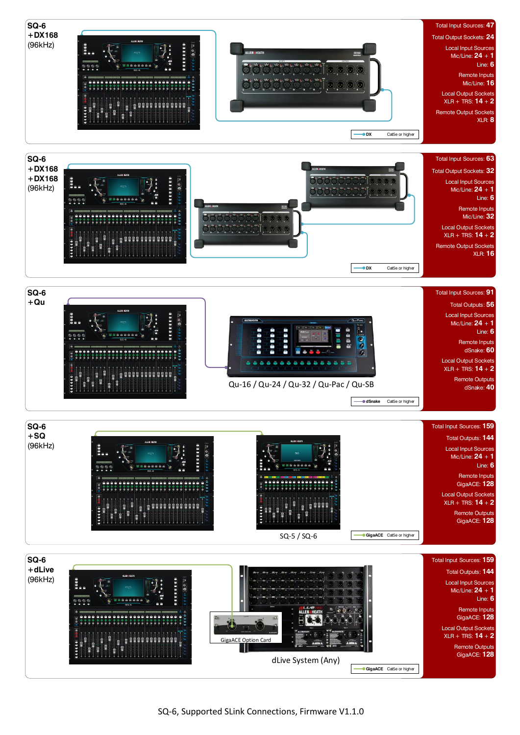## SQ-6 +DX168 (96kHz)

DX — Cat5e or higher

Total Input Sources: **47**

Total Output Sockets: **24**

Local Input Sources
Mic/Line: **24** + **1**
Line: **6**

Remote Inputs
Mic/Line: **16**

Local Output Sockets
XLR + TRS: **14** + **2**

Remote Output Sockets
XLR: **8**

## SQ-6 +DX168 +DX168 (96kHz)

DX — Cat5e or higher

Total Input Sources: **63**

Total Output Sockets: **32**

Local Input Sources
Mic/Line: **24** + **1**
Line: **6**

Remote Inputs
Mic/Line: **32**

Local Output Sockets
XLR + TRS: **14** + **2**

Remote Output Sockets
XLR: **16**

## SQ-6 +Qu

Qu-16 / Qu-24 / Qu-32 / Qu-Pac / Qu-SB

dSnake — Cat5e or higher

Total Input Sources: **91**

Total Outputs: **56**

Local Input Sources
Mic/Line: **24** + **1**
Line: **6**

Remote Inputs
dSnake: **60**

Local Output Sockets
XLR + TRS: **14** + **2**

Remote Outputs
dSnake: **40**

## SQ-6 +SQ (96kHz)

SQ-5 / SQ-6

GigaACE — Cat5e or higher

Total Input Sources: **159**

Total Outputs: **144**

Local Input Sources
Mic/Line: **24** + **1**
Line: **6**

Remote Inputs
GigaACE: **128**

Local Output Sockets
XLR + TRS: **14** + **2**

Remote Outputs
GigaACE: **128**

## SQ-6 +dLive (96kHz)

GigaACE Option Card

dLive System (Any)

GigaACE — Cat5e or higher

Total Input Sources: **159**

Total Outputs: **144**

Local Input Sources
Mic/Line: **24** + **1**
Line: **6**

Remote Inputs
GigaACE: **128**

Local Output Sockets
XLR + TRS: **14** + **2**

Remote Outputs
GigaACE: **128**

SQ-6, Supported SLink Connections, Firmware V1.1.0